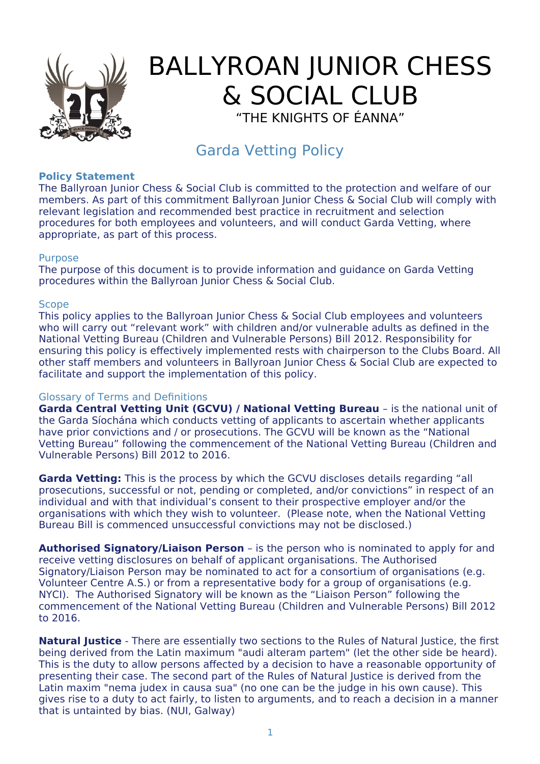# BALLYROAN JUNIOR CHESS & SOCIAL CLUB

"THE KNIGHTS OF ÉANNA"

## Garda Vetting Policy

### Policy Statement

The Ballyroan Junior Chess & Social Club is committed to the protection and welfare of our members. As part of this commitment Ballyroan Junior Chess & Social Club will comply with relevant legislation and recommended best practice in recruitment and selection procedures for both employees and volunteers, and will conduct Garda Vetting, where appropriate, as part of this process.

### Purpose

The purpose of this document is to provide information and guidance on Garda Vetting procedures within the Ballyroan Junior Chess & Social Club.

### Scope

This policy applies to the Ballyroan Junior Chess & Social Club employees and volunteers who will carry out "relevant work" with children and/or vulnerable adults as defined in the National Vetting Bureau (Children and Vulnerable Persons) Bill 2012. Responsibility for ensuring this policy is effectively implemented rests with chairperson to the Clubs Board. All other staff members and volunteers in Ballyroan Junior Chess & Social Club are expected to facilitate and support the implementation of this policy.

### Glossary of Terms and Definitions

**Garda Central Vetting Unit (GCVU) / National Vetting Bureau** – is the national unit of the Garda Síochána which conducts vetting of applicants to ascertain whether applicants have prior convictions and / or prosecutions. The GCVU will be known as the "National Vetting Bureau" following the commencement of the National Vetting Bureau (Children and Vulnerable Persons) Bill 2012 to 2016.

**Garda Vetting:** This is the process by which the GCVU discloses details regarding "all prosecutions, successful or not, pending or completed, and/or convictions" in respect of an individual and with that individual's consent to their prospective employer and/or the organisations with which they wish to volunteer. (Please note, when the National Vetting Bureau Bill is commenced unsuccessful convictions may not be disclosed.)

**Authorised Signatory/Liaison Person** – is the person who is nominated to apply for and receive vetting disclosures on behalf of applicant organisations. The Authorised Signatory/Liaison Person may be nominated to act for a consortium of organisations (e.g. Volunteer Centre A.S.) or from a representative body for a group of organisations (e.g. NYCI). The Authorised Signatory will be known as the "Liaison Person" following the commencement of the National Vetting Bureau (Children and Vulnerable Persons) Bill 2012 to 2016.

**Natural Justice** - There are essentially two sections to the Rules of Natural Justice, the first being derived from the Latin maximum "audi alteram partem" (let the other side be heard). This is the duty to allow persons affected by a decision to have a reasonable opportunity of presenting their case. The second part of the Rules of Natural Justice is derived from the Latin maxim "nema judex in causa sua" (no one can be the judge in his own cause). This gives rise to a duty to act fairly, to listen to arguments, and to reach a decision in a manner that is untainted by bias. (NUI, Galway)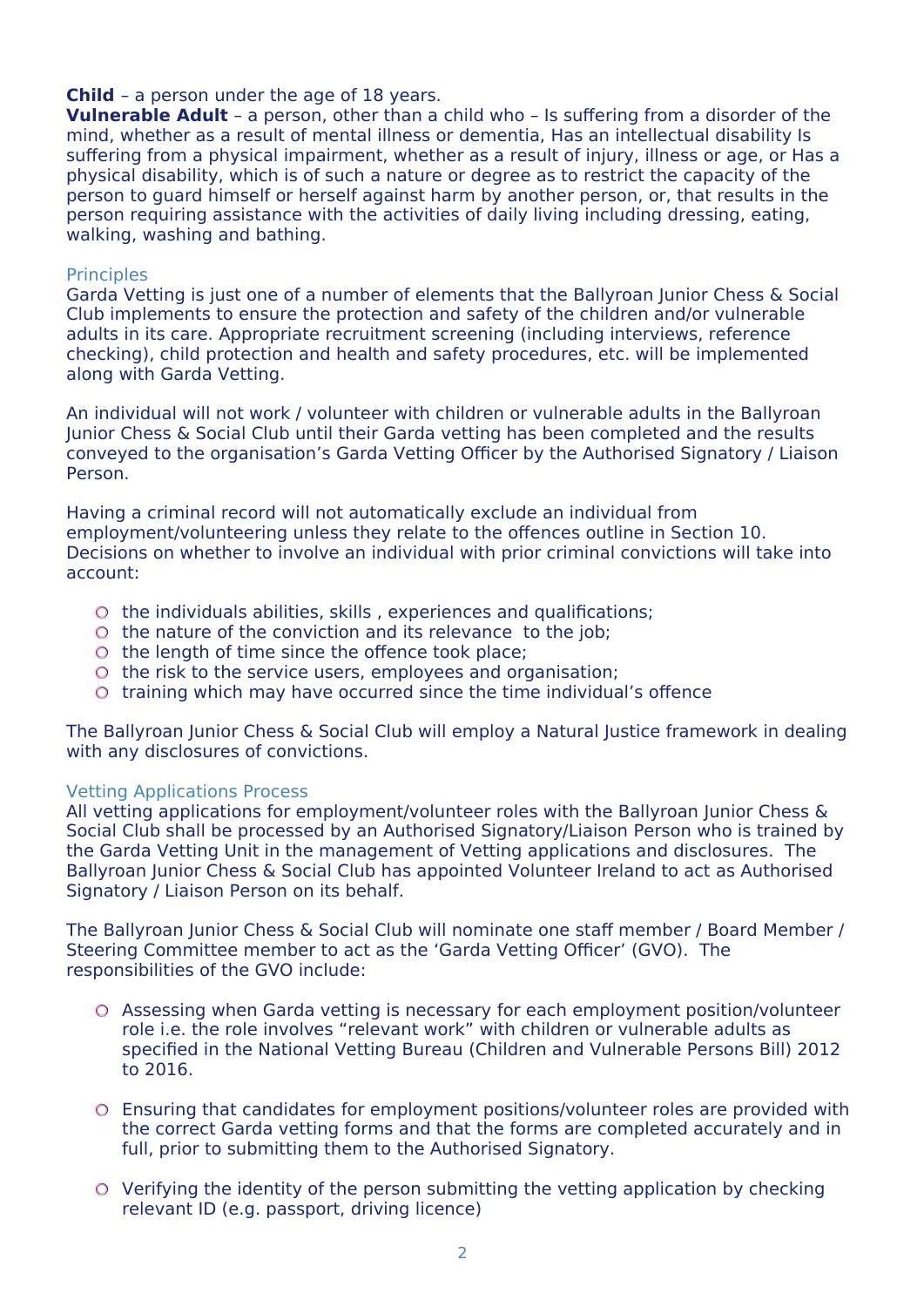**Child** – a person under the age of 18 years.
**Vulnerable Adult** – a person, other than a child who – Is suffering from a disorder of the mind, whether as a result of mental illness or dementia, Has an intellectual disability Is suffering from a physical impairment, whether as a result of injury, illness or age, or Has a physical disability, which is of such a nature or degree as to restrict the capacity of the person to guard himself or herself against harm by another person, or, that results in the person requiring assistance with the activities of daily living including dressing, eating, walking, washing and bathing.

## Principles

Garda Vetting is just one of a number of elements that the Ballyroan Junior Chess & Social Club implements to ensure the protection and safety of the children and/or vulnerable adults in its care. Appropriate recruitment screening (including interviews, reference checking), child protection and health and safety procedures, etc. will be implemented along with Garda Vetting.

An individual will not work / volunteer with children or vulnerable adults in the Ballyroan Junior Chess & Social Club until their Garda vetting has been completed and the results conveyed to the organisation's Garda Vetting Officer by the Authorised Signatory / Liaison Person.

Having a criminal record will not automatically exclude an individual from employment/volunteering unless they relate to the offences outline in Section 10. Decisions on whether to involve an individual with prior criminal convictions will take into account:

- the individuals abilities, skills , experiences and qualifications;
- the nature of the conviction and its relevance to the job;
- the length of time since the offence took place;
- the risk to the service users, employees and organisation;
- training which may have occurred since the time individual's offence

The Ballyroan Junior Chess & Social Club will employ a Natural Justice framework in dealing with any disclosures of convictions.

## Vetting Applications Process

All vetting applications for employment/volunteer roles with the Ballyroan Junior Chess & Social Club shall be processed by an Authorised Signatory/Liaison Person who is trained by the Garda Vetting Unit in the management of Vetting applications and disclosures. The Ballyroan Junior Chess & Social Club has appointed Volunteer Ireland to act as Authorised Signatory / Liaison Person on its behalf.

The Ballyroan Junior Chess & Social Club will nominate one staff member / Board Member / Steering Committee member to act as the 'Garda Vetting Officer' (GVO). The responsibilities of the GVO include:

- Assessing when Garda vetting is necessary for each employment position/volunteer role i.e. the role involves "relevant work" with children or vulnerable adults as specified in the National Vetting Bureau (Children and Vulnerable Persons Bill) 2012 to 2016.

- Ensuring that candidates for employment positions/volunteer roles are provided with the correct Garda vetting forms and that the forms are completed accurately and in full, prior to submitting them to the Authorised Signatory.

- Verifying the identity of the person submitting the vetting application by checking relevant ID (e.g. passport, driving licence)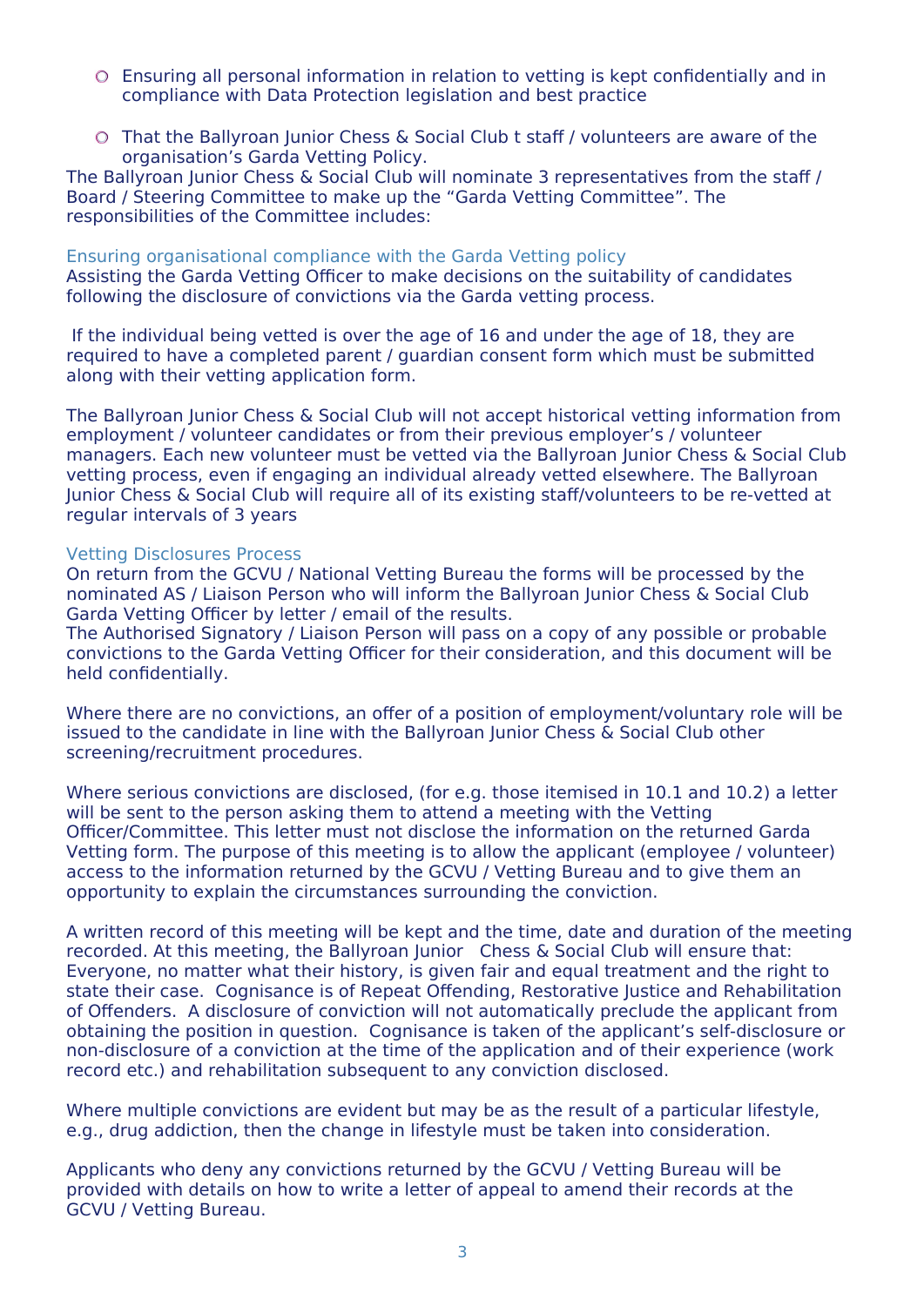- Ensuring all personal information in relation to vetting is kept confidentially and in compliance with Data Protection legislation and best practice

- That the Ballyroan Junior Chess & Social Club t staff / volunteers are aware of the organisation's Garda Vetting Policy.

The Ballyroan Junior Chess & Social Club will nominate 3 representatives from the staff / Board / Steering Committee to make up the "Garda Vetting Committee". The responsibilities of the Committee includes:

### Ensuring organisational compliance with the Garda Vetting policy

Assisting the Garda Vetting Officer to make decisions on the suitability of candidates following the disclosure of convictions via the Garda vetting process.

If the individual being vetted is over the age of 16 and under the age of 18, they are required to have a completed parent / guardian consent form which must be submitted along with their vetting application form.

The Ballyroan Junior Chess & Social Club will not accept historical vetting information from employment / volunteer candidates or from their previous employer's / volunteer managers. Each new volunteer must be vetted via the Ballyroan Junior Chess & Social Club vetting process, even if engaging an individual already vetted elsewhere. The Ballyroan Junior Chess & Social Club will require all of its existing staff/volunteers to be re-vetted at regular intervals of 3 years

### Vetting Disclosures Process

On return from the GCVU / National Vetting Bureau the forms will be processed by the nominated AS / Liaison Person who will inform the Ballyroan Junior Chess & Social Club Garda Vetting Officer by letter / email of the results.

The Authorised Signatory / Liaison Person will pass on a copy of any possible or probable convictions to the Garda Vetting Officer for their consideration, and this document will be held confidentially.

Where there are no convictions, an offer of a position of employment/voluntary role will be issued to the candidate in line with the Ballyroan Junior Chess & Social Club other screening/recruitment procedures.

Where serious convictions are disclosed, (for e.g. those itemised in 10.1 and 10.2) a letter will be sent to the person asking them to attend a meeting with the Vetting Officer/Committee. This letter must not disclose the information on the returned Garda Vetting form. The purpose of this meeting is to allow the applicant (employee / volunteer) access to the information returned by the GCVU / Vetting Bureau and to give them an opportunity to explain the circumstances surrounding the conviction.

A written record of this meeting will be kept and the time, date and duration of the meeting recorded. At this meeting, the Ballyroan Junior Chess & Social Club will ensure that: Everyone, no matter what their history, is given fair and equal treatment and the right to state their case. Cognisance is of Repeat Offending, Restorative Justice and Rehabilitation of Offenders. A disclosure of conviction will not automatically preclude the applicant from obtaining the position in question. Cognisance is taken of the applicant's self-disclosure or non-disclosure of a conviction at the time of the application and of their experience (work record etc.) and rehabilitation subsequent to any conviction disclosed.

Where multiple convictions are evident but may be as the result of a particular lifestyle, e.g., drug addiction, then the change in lifestyle must be taken into consideration.

Applicants who deny any convictions returned by the GCVU / Vetting Bureau will be provided with details on how to write a letter of appeal to amend their records at the GCVU / Vetting Bureau.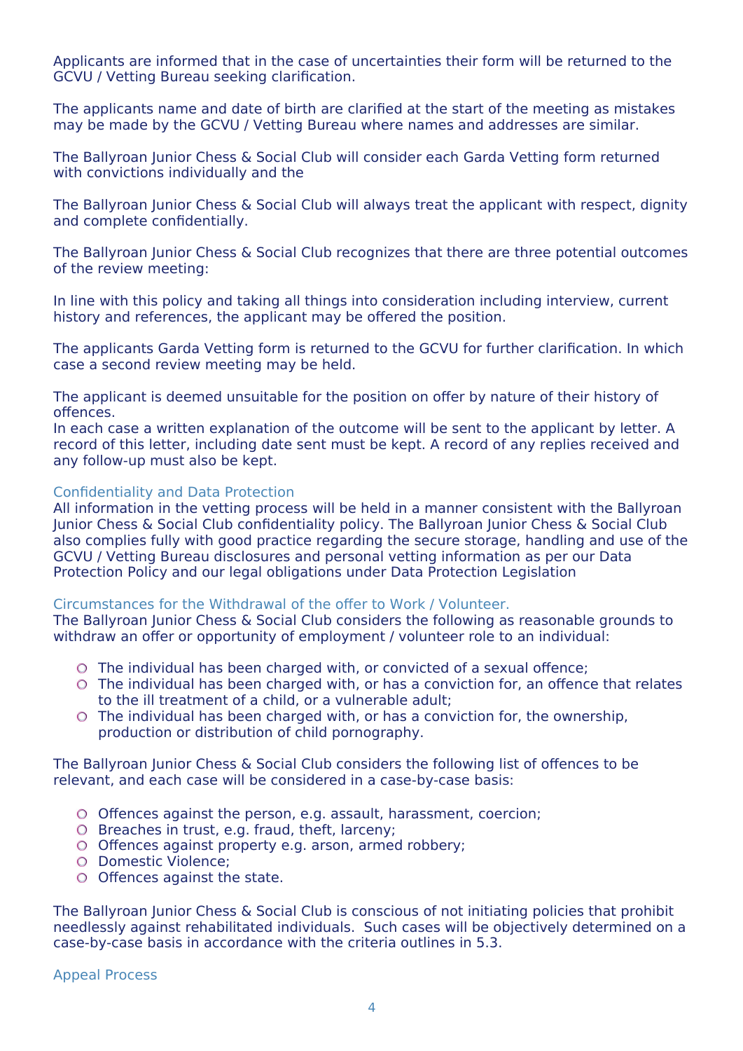Applicants are informed that in the case of uncertainties their form will be returned to the GCVU / Vetting Bureau seeking clarification.

The applicants name and date of birth are clarified at the start of the meeting as mistakes may be made by the GCVU / Vetting Bureau where names and addresses are similar.

The Ballyroan Junior Chess & Social Club will consider each Garda Vetting form returned with convictions individually and the

The Ballyroan Junior Chess & Social Club will always treat the applicant with respect, dignity and complete confidentially.

The Ballyroan Junior Chess & Social Club recognizes that there are three potential outcomes of the review meeting:

In line with this policy and taking all things into consideration including interview, current history and references, the applicant may be offered the position.

The applicants Garda Vetting form is returned to the GCVU for further clarification. In which case a second review meeting may be held.

The applicant is deemed unsuitable for the position on offer by nature of their history of offences.
In each case a written explanation of the outcome will be sent to the applicant by letter. A record of this letter, including date sent must be kept. A record of any replies received and any follow-up must also be kept.

### Confidentiality and Data Protection

All information in the vetting process will be held in a manner consistent with the Ballyroan Junior Chess & Social Club confidentiality policy. The Ballyroan Junior Chess & Social Club also complies fully with good practice regarding the secure storage, handling and use of the GCVU / Vetting Bureau disclosures and personal vetting information as per our Data Protection Policy and our legal obligations under Data Protection Legislation

### Circumstances for the Withdrawal of the offer to Work / Volunteer.

The Ballyroan Junior Chess & Social Club considers the following as reasonable grounds to withdraw an offer or opportunity of employment / volunteer role to an individual:

- The individual has been charged with, or convicted of a sexual offence;
- The individual has been charged with, or has a conviction for, an offence that relates to the ill treatment of a child, or a vulnerable adult;
- The individual has been charged with, or has a conviction for, the ownership, production or distribution of child pornography.

The Ballyroan Junior Chess & Social Club considers the following list of offences to be relevant, and each case will be considered in a case-by-case basis:

- Offences against the person, e.g. assault, harassment, coercion;
- Breaches in trust, e.g. fraud, theft, larceny;
- Offences against property e.g. arson, armed robbery;
- Domestic Violence;
- Offences against the state.

The Ballyroan Junior Chess & Social Club is conscious of not initiating policies that prohibit needlessly against rehabilitated individuals. Such cases will be objectively determined on a case-by-case basis in accordance with the criteria outlines in 5.3.

### Appeal Process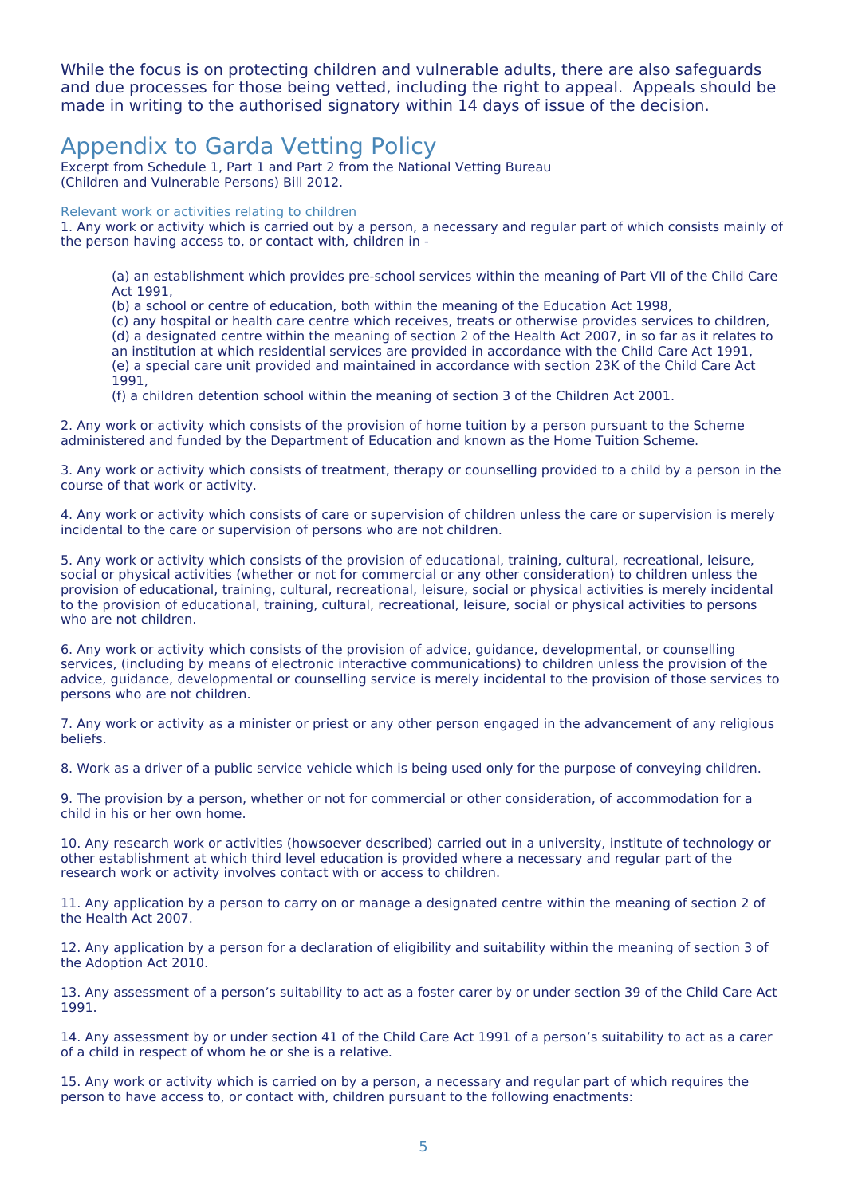While the focus is on protecting children and vulnerable adults, there are also safeguards and due processes for those being vetted, including the right to appeal. Appeals should be made in writing to the authorised signatory within 14 days of issue of the decision.

# Appendix to Garda Vetting Policy

Excerpt from Schedule 1, Part 1 and Part 2 from the National Vetting Bureau (Children and Vulnerable Persons) Bill 2012.

### Relevant work or activities relating to children

1. Any work or activity which is carried out by a person, a necessary and regular part of which consists mainly of the person having access to, or contact with, children in -

   (a) an establishment which provides pre-school services within the meaning of Part VII of the Child Care Act 1991,
   (b) a school or centre of education, both within the meaning of the Education Act 1998,
   (c) any hospital or health care centre which receives, treats or otherwise provides services to children,
   (d) a designated centre within the meaning of section 2 of the Health Act 2007, in so far as it relates to an institution at which residential services are provided in accordance with the Child Care Act 1991,
   (e) a special care unit provided and maintained in accordance with section 23K of the Child Care Act 1991,
   (f) a children detention school within the meaning of section 3 of the Children Act 2001.

2. Any work or activity which consists of the provision of home tuition by a person pursuant to the Scheme administered and funded by the Department of Education and known as the Home Tuition Scheme.

3. Any work or activity which consists of treatment, therapy or counselling provided to a child by a person in the course of that work or activity.

4. Any work or activity which consists of care or supervision of children unless the care or supervision is merely incidental to the care or supervision of persons who are not children.

5. Any work or activity which consists of the provision of educational, training, cultural, recreational, leisure, social or physical activities (whether or not for commercial or any other consideration) to children unless the provision of educational, training, cultural, recreational, leisure, social or physical activities is merely incidental to the provision of educational, training, cultural, recreational, leisure, social or physical activities to persons who are not children.

6. Any work or activity which consists of the provision of advice, guidance, developmental, or counselling services, (including by means of electronic interactive communications) to children unless the provision of the advice, guidance, developmental or counselling service is merely incidental to the provision of those services to persons who are not children.

7. Any work or activity as a minister or priest or any other person engaged in the advancement of any religious beliefs.

8. Work as a driver of a public service vehicle which is being used only for the purpose of conveying children.

9. The provision by a person, whether or not for commercial or other consideration, of accommodation for a child in his or her own home.

10. Any research work or activities (howsoever described) carried out in a university, institute of technology or other establishment at which third level education is provided where a necessary and regular part of the research work or activity involves contact with or access to children.

11. Any application by a person to carry on or manage a designated centre within the meaning of section 2 of the Health Act 2007.

12. Any application by a person for a declaration of eligibility and suitability within the meaning of section 3 of the Adoption Act 2010.

13. Any assessment of a person's suitability to act as a foster carer by or under section 39 of the Child Care Act 1991.

14. Any assessment by or under section 41 of the Child Care Act 1991 of a person's suitability to act as a carer of a child in respect of whom he or she is a relative.

15. Any work or activity which is carried on by a person, a necessary and regular part of which requires the person to have access to, or contact with, children pursuant to the following enactments: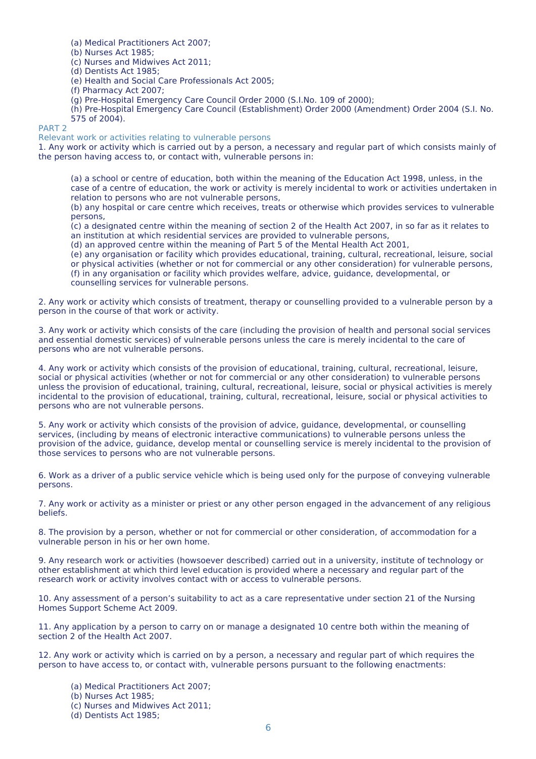(a) Medical Practitioners Act 2007;
(b) Nurses Act 1985;
(c) Nurses and Midwives Act 2011;
(d) Dentists Act 1985;
(e) Health and Social Care Professionals Act 2005;
(f) Pharmacy Act 2007;
(g) Pre-Hospital Emergency Care Council Order 2000 (S.I.No. 109 of 2000);
(h) Pre-Hospital Emergency Care Council (Establishment) Order 2000 (Amendment) Order 2004 (S.I. No. 575 of 2004).

## PART 2

### Relevant work or activities relating to vulnerable persons

1. Any work or activity which is carried out by a person, a necessary and regular part of which consists mainly of the person having access to, or contact with, vulnerable persons in:

    (a) a school or centre of education, both within the meaning of the Education Act 1998, unless, in the case of a centre of education, the work or activity is merely incidental to work or activities undertaken in relation to persons who are not vulnerable persons,
    (b) any hospital or care centre which receives, treats or otherwise which provides services to vulnerable persons,
    (c) a designated centre within the meaning of section 2 of the Health Act 2007, in so far as it relates to an institution at which residential services are provided to vulnerable persons,
    (d) an approved centre within the meaning of Part 5 of the Mental Health Act 2001,
    (e) any organisation or facility which provides educational, training, cultural, recreational, leisure, social or physical activities (whether or not for commercial or any other consideration) for vulnerable persons,
    (f) in any organisation or facility which provides welfare, advice, guidance, developmental, or counselling services for vulnerable persons.

2. Any work or activity which consists of treatment, therapy or counselling provided to a vulnerable person by a person in the course of that work or activity.

3. Any work or activity which consists of the care (including the provision of health and personal social services and essential domestic services) of vulnerable persons unless the care is merely incidental to the care of persons who are not vulnerable persons.

4. Any work or activity which consists of the provision of educational, training, cultural, recreational, leisure, social or physical activities (whether or not for commercial or any other consideration) to vulnerable persons unless the provision of educational, training, cultural, recreational, leisure, social or physical activities is merely incidental to the provision of educational, training, cultural, recreational, leisure, social or physical activities to persons who are not vulnerable persons.

5. Any work or activity which consists of the provision of advice, guidance, developmental, or counselling services, (including by means of electronic interactive communications) to vulnerable persons unless the provision of the advice, guidance, develop mental or counselling service is merely incidental to the provision of those services to persons who are not vulnerable persons.

6. Work as a driver of a public service vehicle which is being used only for the purpose of conveying vulnerable persons.

7. Any work or activity as a minister or priest or any other person engaged in the advancement of any religious beliefs.

8. The provision by a person, whether or not for commercial or other consideration, of accommodation for a vulnerable person in his or her own home.

9. Any research work or activities (howsoever described) carried out in a university, institute of technology or other establishment at which third level education is provided where a necessary and regular part of the research work or activity involves contact with or access to vulnerable persons.

10. Any assessment of a person's suitability to act as a care representative under section 21 of the Nursing Homes Support Scheme Act 2009.

11. Any application by a person to carry on or manage a designated 10 centre both within the meaning of section 2 of the Health Act 2007.

12. Any work or activity which is carried on by a person, a necessary and regular part of which requires the person to have access to, or contact with, vulnerable persons pursuant to the following enactments:

    (a) Medical Practitioners Act 2007;
    (b) Nurses Act 1985;
    (c) Nurses and Midwives Act 2011;
    (d) Dentists Act 1985;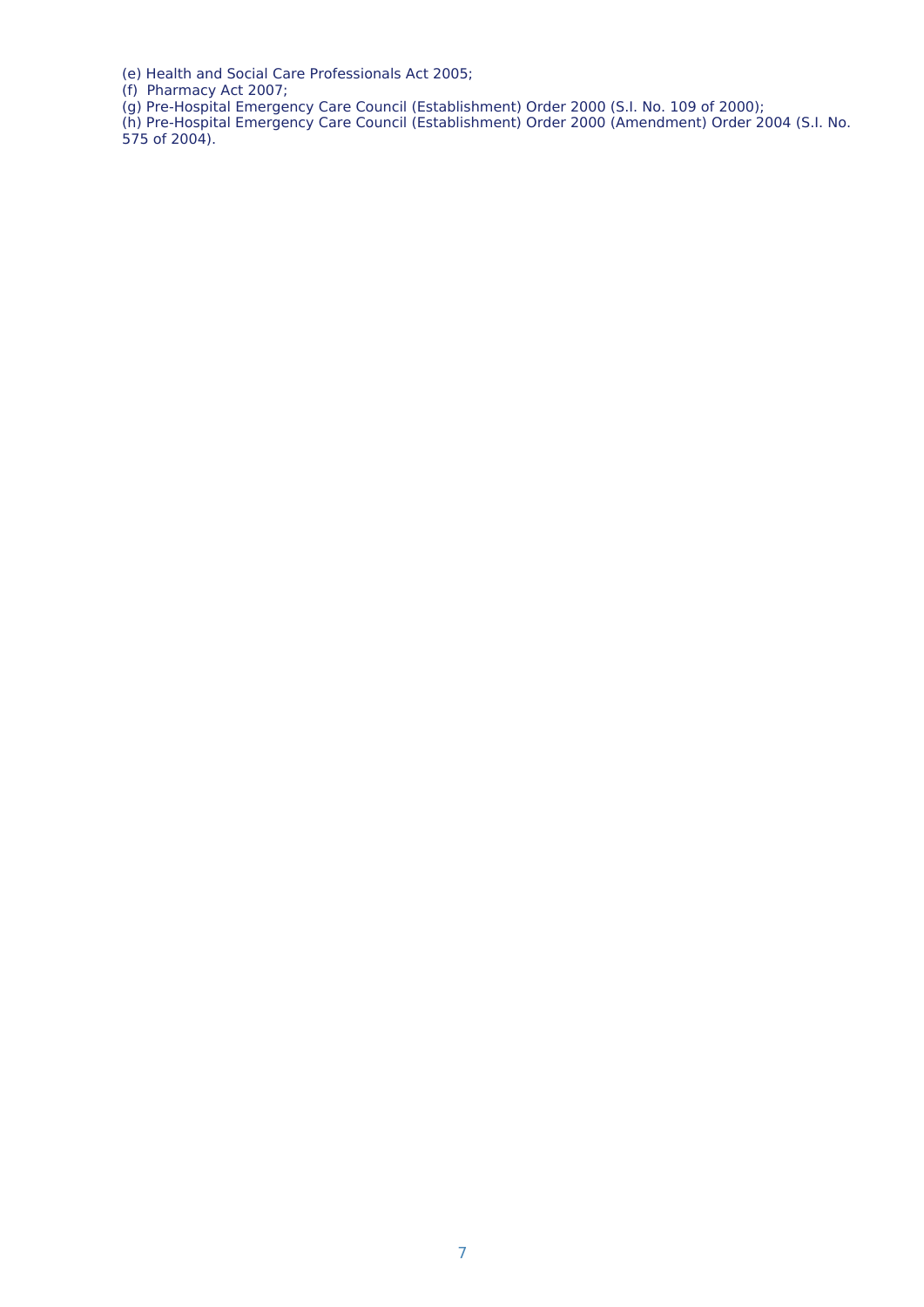(e) Health and Social Care Professionals Act 2005;
(f) Pharmacy Act 2007;
(g) Pre-Hospital Emergency Care Council (Establishment) Order 2000 (S.I. No. 109 of 2000);
(h) Pre-Hospital Emergency Care Council (Establishment) Order 2000 (Amendment) Order 2004 (S.I. No. 575 of 2004).